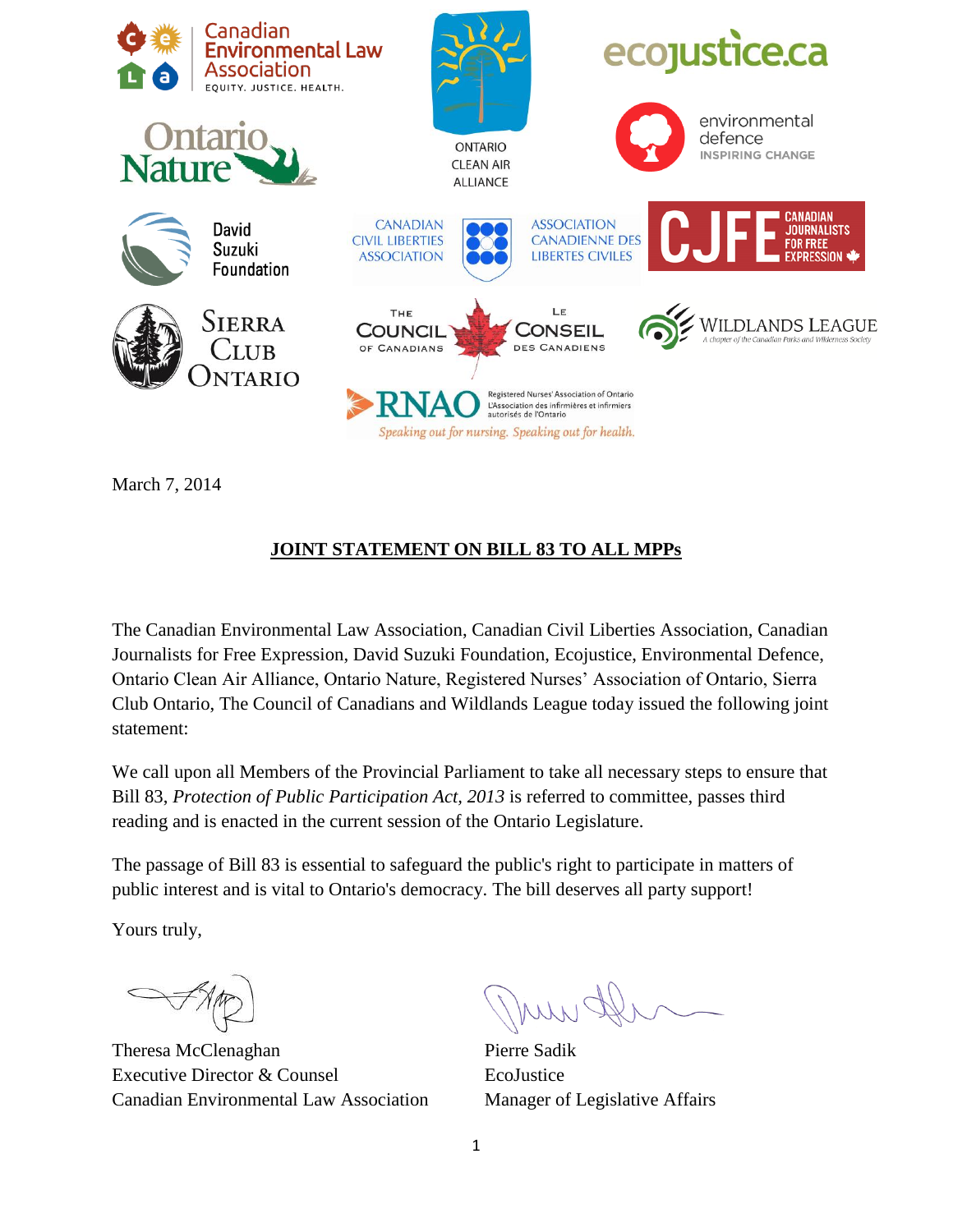March 7, 2014

## JOINT STATEMENT ON BILL 83 TO ALL MPPs

The Canadian Environmental Law Association, Canadian Civil Liberties Association, Canadian Journalists for Free Expression, David Suzuki Foundation, Ecojustice, Environmental Defence, Ontario Clean Air Alliance, Ontario Nature, Registered Nurses' Association of Ontario, Sierra Club Ontario, The Council of Canadians and Wildlands League today issued the following joint statement:

We call upon all Members of the Provincial Parliament to take all necessary steps to ensure that Bill 83, *Protection of Public Participation Act, 2013* is referred to committee, passes third reading and is enacted in the current session of the Ontario Legislature.

The passage of Bill 83 is essential to safeguard the public's right to participate in matters of public interest and is vital to Ontario's democracy. The bill deserves all party support!

Yours truly,

Theresa McClenaghan
Executive Director & Counsel
Canadian Environmental Law Association

Pierre Sadik
EcoJustice
Manager of Legislative Affairs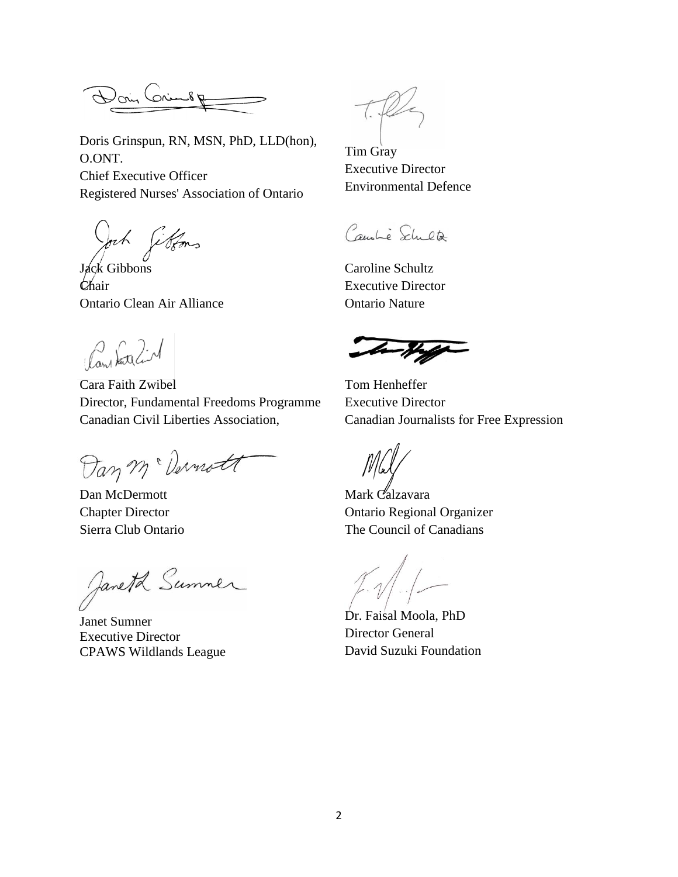Doris Grinspun, RN, MSN, PhD, LLD(hon), O.ONT.
Chief Executive Officer
Registered Nurses' Association of Ontario

Tim Gray
Executive Director
Environmental Defence

Jack Gibbons
Chair
Ontario Clean Air Alliance

Caroline Schultz
Executive Director
Ontario Nature

Cara Faith Zwibel
Director, Fundamental Freedoms Programme
Canadian Civil Liberties Association,

Tom Henheffer
Executive Director
Canadian Journalists for Free Expression

Dan McDermott
Chapter Director
Sierra Club Ontario

Mark Calzavara
Ontario Regional Organizer
The Council of Canadians

Janet Sumner
Executive Director
CPAWS Wildlands League

Dr. Faisal Moola, PhD
Director General
David Suzuki Foundation